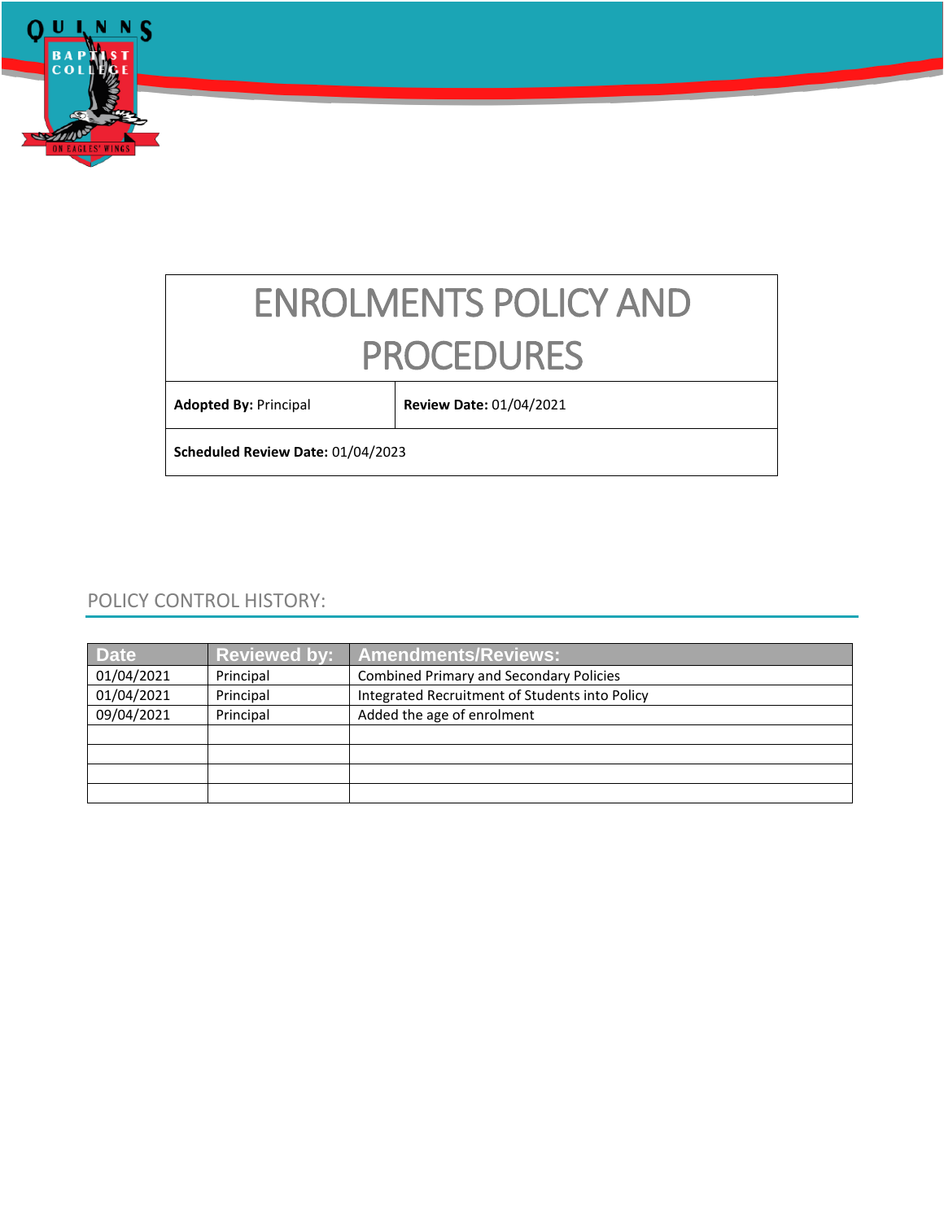# ENROLMENTS POLICY AND PROCEDURES

| **Adopted By:** Principal | **Review Date:** 01/04/2021 |
|---|---|
| **Scheduled Review Date:** 01/04/2023 | |

## POLICY CONTROL HISTORY:

| Date | Reviewed by: | Amendments/Reviews: |
|---|---|---|
| 01/04/2021 | Principal | Combined Primary and Secondary Policies |
| 01/04/2021 | Principal | Integrated Recruitment of Students into Policy |
| 09/04/2021 | Principal | Added the age of enrolment |
| | | |
| | | |
| | | |
| | | |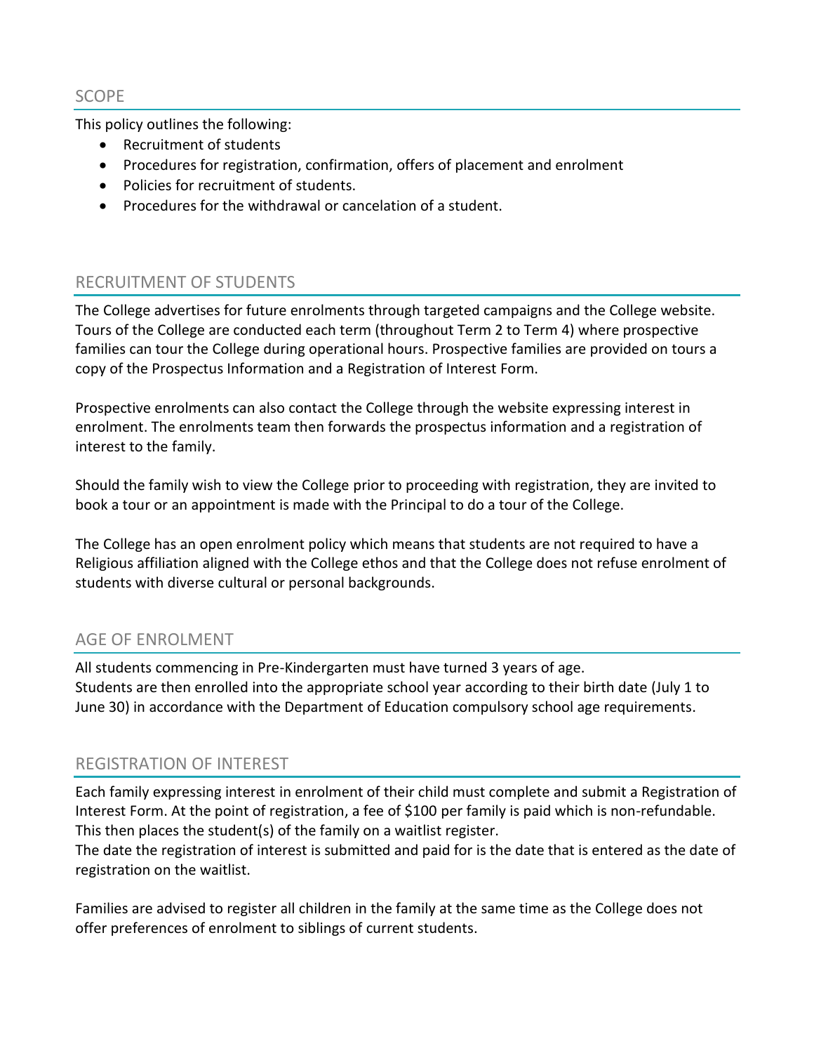## SCOPE

This policy outlines the following:

- Recruitment of students
- Procedures for registration, confirmation, offers of placement and enrolment
- Policies for recruitment of students.
- Procedures for the withdrawal or cancelation of a student.

## RECRUITMENT OF STUDENTS

The College advertises for future enrolments through targeted campaigns and the College website. Tours of the College are conducted each term (throughout Term 2 to Term 4) where prospective families can tour the College during operational hours. Prospective families are provided on tours a copy of the Prospectus Information and a Registration of Interest Form.

Prospective enrolments can also contact the College through the website expressing interest in enrolment. The enrolments team then forwards the prospectus information and a registration of interest to the family.

Should the family wish to view the College prior to proceeding with registration, they are invited to book a tour or an appointment is made with the Principal to do a tour of the College.

The College has an open enrolment policy which means that students are not required to have a Religious affiliation aligned with the College ethos and that the College does not refuse enrolment of students with diverse cultural or personal backgrounds.

## AGE OF ENROLMENT

All students commencing in Pre-Kindergarten must have turned 3 years of age.
Students are then enrolled into the appropriate school year according to their birth date (July 1 to June 30) in accordance with the Department of Education compulsory school age requirements.

## REGISTRATION OF INTEREST

Each family expressing interest in enrolment of their child must complete and submit a Registration of Interest Form. At the point of registration, a fee of $100 per family is paid which is non-refundable. This then places the student(s) of the family on a waitlist register.
The date the registration of interest is submitted and paid for is the date that is entered as the date of registration on the waitlist.

Families are advised to register all children in the family at the same time as the College does not offer preferences of enrolment to siblings of current students.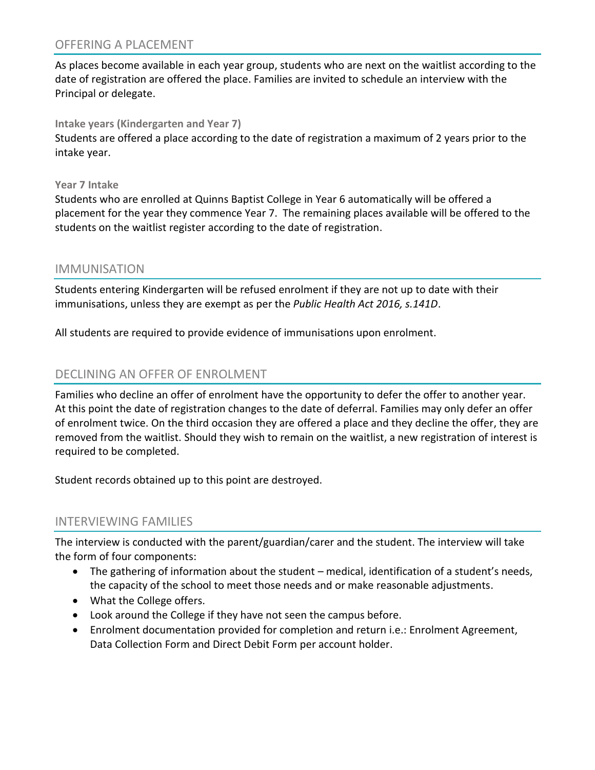## OFFERING A PLACEMENT

As places become available in each year group, students who are next on the waitlist according to the date of registration are offered the place. Families are invited to schedule an interview with the Principal or delegate.

### Intake years (Kindergarten and Year 7)

Students are offered a place according to the date of registration a maximum of 2 years prior to the intake year.

### Year 7 Intake

Students who are enrolled at Quinns Baptist College in Year 6 automatically will be offered a placement for the year they commence Year 7. The remaining places available will be offered to the students on the waitlist register according to the date of registration.

## IMMUNISATION

Students entering Kindergarten will be refused enrolment if they are not up to date with their immunisations, unless they are exempt as per the *Public Health Act 2016, s.141D*.

All students are required to provide evidence of immunisations upon enrolment.

## DECLINING AN OFFER OF ENROLMENT

Families who decline an offer of enrolment have the opportunity to defer the offer to another year. At this point the date of registration changes to the date of deferral. Families may only defer an offer of enrolment twice. On the third occasion they are offered a place and they decline the offer, they are removed from the waitlist. Should they wish to remain on the waitlist, a new registration of interest is required to be completed.

Student records obtained up to this point are destroyed.

## INTERVIEWING FAMILIES

The interview is conducted with the parent/guardian/carer and the student. The interview will take the form of four components:

- The gathering of information about the student – medical, identification of a student's needs, the capacity of the school to meet those needs and or make reasonable adjustments.
- What the College offers.
- Look around the College if they have not seen the campus before.
- Enrolment documentation provided for completion and return i.e.: Enrolment Agreement, Data Collection Form and Direct Debit Form per account holder.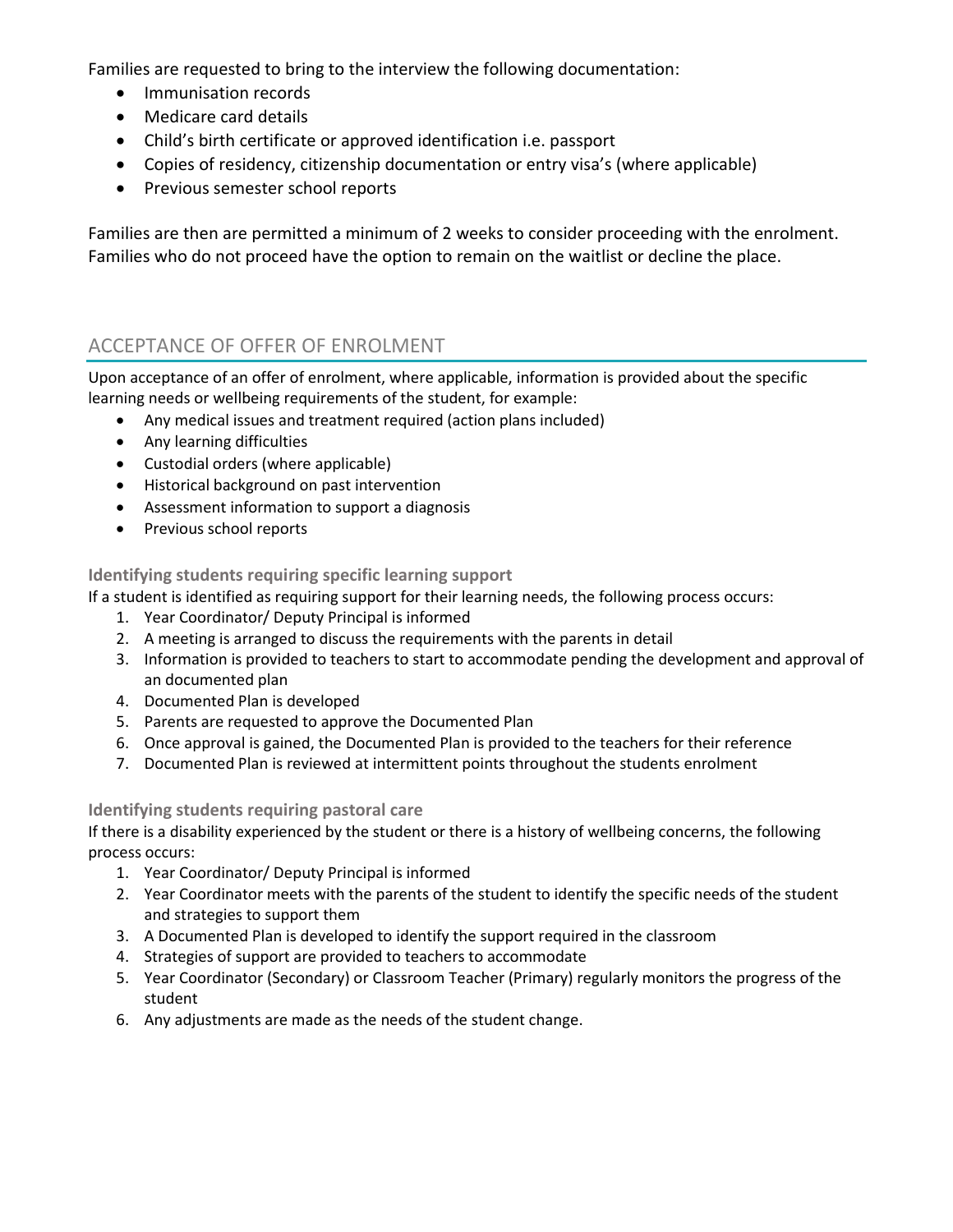Families are requested to bring to the interview the following documentation:

- Immunisation records
- Medicare card details
- Child's birth certificate or approved identification i.e. passport
- Copies of residency, citizenship documentation or entry visa's (where applicable)
- Previous semester school reports

Families are then are permitted a minimum of 2 weeks to consider proceeding with the enrolment. Families who do not proceed have the option to remain on the waitlist or decline the place.

## ACCEPTANCE OF OFFER OF ENROLMENT

Upon acceptance of an offer of enrolment, where applicable, information is provided about the specific learning needs or wellbeing requirements of the student, for example:

- Any medical issues and treatment required (action plans included)
- Any learning difficulties
- Custodial orders (where applicable)
- Historical background on past intervention
- Assessment information to support a diagnosis
- Previous school reports

### Identifying students requiring specific learning support

If a student is identified as requiring support for their learning needs, the following process occurs:

1. Year Coordinator/ Deputy Principal is informed
2. A meeting is arranged to discuss the requirements with the parents in detail
3. Information is provided to teachers to start to accommodate pending the development and approval of an documented plan
4. Documented Plan is developed
5. Parents are requested to approve the Documented Plan
6. Once approval is gained, the Documented Plan is provided to the teachers for their reference
7. Documented Plan is reviewed at intermittent points throughout the students enrolment

### Identifying students requiring pastoral care

If there is a disability experienced by the student or there is a history of wellbeing concerns, the following process occurs:

1. Year Coordinator/ Deputy Principal is informed
2. Year Coordinator meets with the parents of the student to identify the specific needs of the student and strategies to support them
3. A Documented Plan is developed to identify the support required in the classroom
4. Strategies of support are provided to teachers to accommodate
5. Year Coordinator (Secondary) or Classroom Teacher (Primary) regularly monitors the progress of the student
6. Any adjustments are made as the needs of the student change.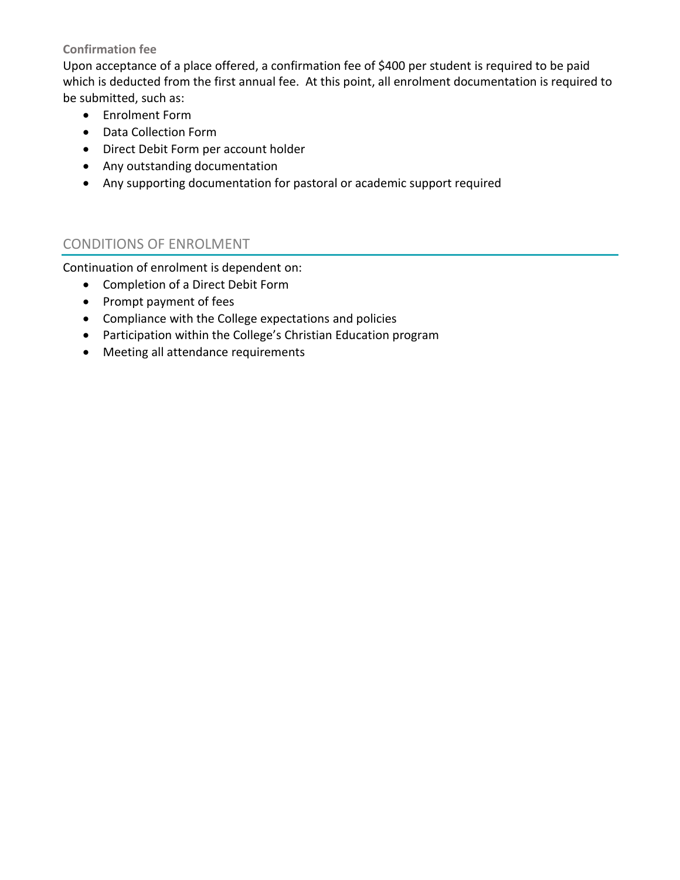### Confirmation fee

Upon acceptance of a place offered, a confirmation fee of $400 per student is required to be paid which is deducted from the first annual fee. At this point, all enrolment documentation is required to be submitted, such as:

- Enrolment Form
- Data Collection Form
- Direct Debit Form per account holder
- Any outstanding documentation
- Any supporting documentation for pastoral or academic support required

## CONDITIONS OF ENROLMENT

Continuation of enrolment is dependent on:

- Completion of a Direct Debit Form
- Prompt payment of fees
- Compliance with the College expectations and policies
- Participation within the College's Christian Education program
- Meeting all attendance requirements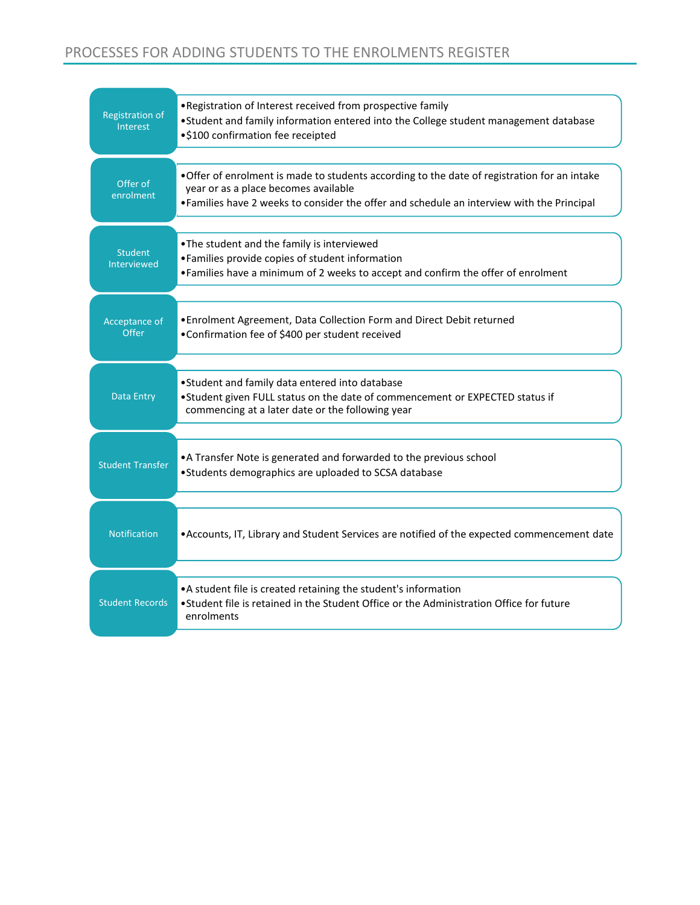## PROCESSES FOR ADDING STUDENTS TO THE ENROLMENTS REGISTER

**Registration of Interest**

- Registration of Interest received from prospective family
- Student and family information entered into the College student management database
- $100 confirmation fee receipted

**Offer of enrolment**

- Offer of enrolment is made to students according to the date of registration for an intake year or as a place becomes available
- Families have 2 weeks to consider the offer and schedule an interview with the Principal

**Student Interviewed**

- The student and the family is interviewed
- Families provide copies of student information
- Families have a minimum of 2 weeks to accept and confirm the offer of enrolment

**Acceptance of Offer**

- Enrolment Agreement, Data Collection Form and Direct Debit returned
- Confirmation fee of $400 per student received

**Data Entry**

- Student and family data entered into database
- Student given FULL status on the date of commencement or EXPECTED status if commencing at a later date or the following year

**Student Transfer**

- A Transfer Note is generated and forwarded to the previous school
- Students demographics are uploaded to SCSA database

**Notification**

- Accounts, IT, Library and Student Services are notified of the expected commencement date

**Student Records**

- A student file is created retaining the student's information
- Student file is retained in the Student Office or the Administration Office for future enrolments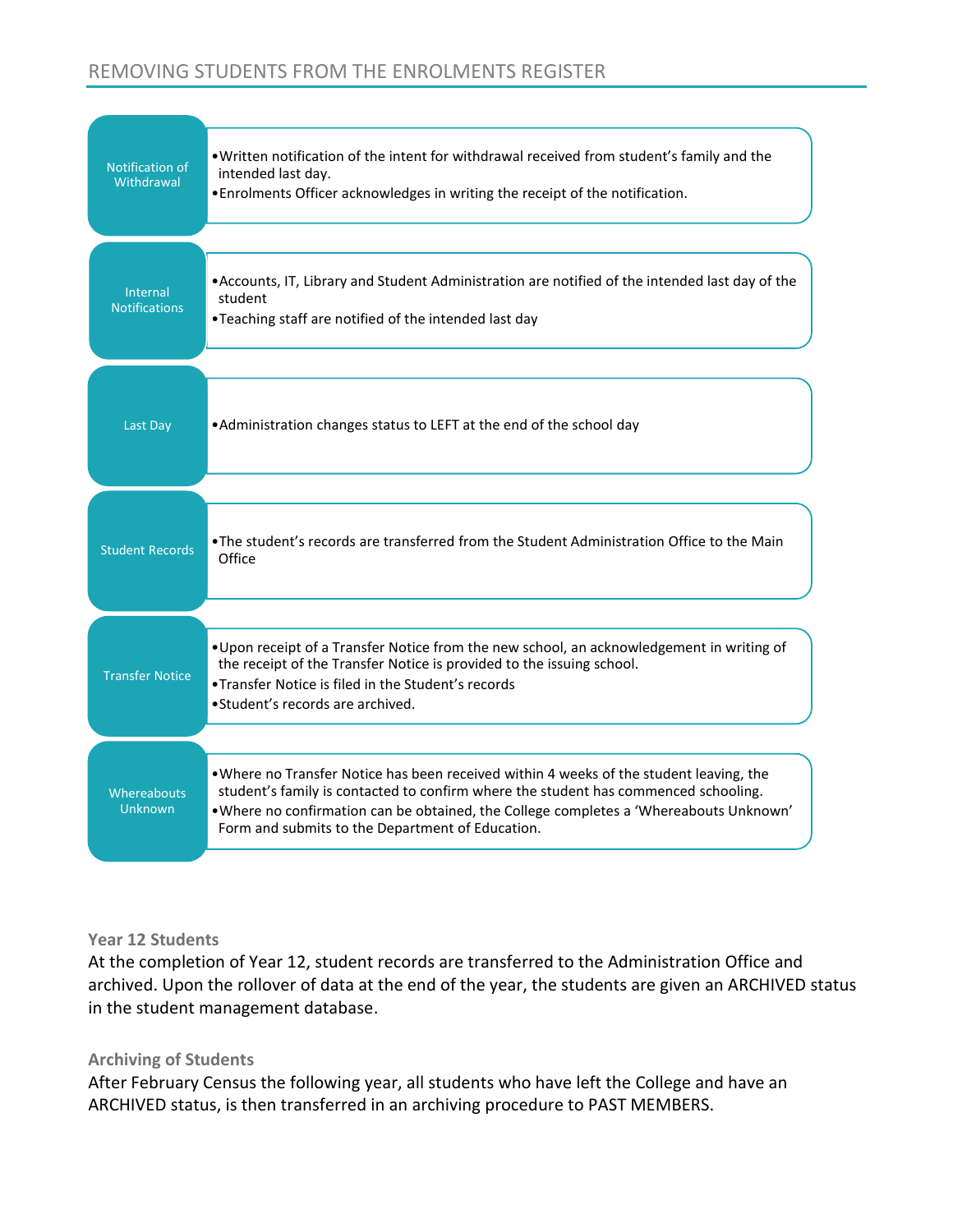## REMOVING STUDENTS FROM THE ENROLMENTS REGISTER

**Notification of Withdrawal**

- Written notification of the intent for withdrawal received from student's family and the intended last day.
- Enrolments Officer acknowledges in writing the receipt of the notification.

**Internal Notifications**

- Accounts, IT, Library and Student Administration are notified of the intended last day of the student
- Teaching staff are notified of the intended last day

**Last Day**

- Administration changes status to LEFT at the end of the school day

**Student Records**

- The student's records are transferred from the Student Administration Office to the Main Office

**Transfer Notice**

- Upon receipt of a Transfer Notice from the new school, an acknowledgement in writing of the receipt of the Transfer Notice is provided to the issuing school.
- Transfer Notice is filed in the Student's records
- Student's records are archived.

**Whereabouts Unknown**

- Where no Transfer Notice has been received within 4 weeks of the student leaving, the student's family is contacted to confirm where the student has commenced schooling.
- Where no confirmation can be obtained, the College completes a 'Whereabouts Unknown' Form and submits to the Department of Education.

### Year 12 Students

At the completion of Year 12, student records are transferred to the Administration Office and archived. Upon the rollover of data at the end of the year, the students are given an ARCHIVED status in the student management database.

### Archiving of Students

After February Census the following year, all students who have left the College and have an ARCHIVED status, is then transferred in an archiving procedure to PAST MEMBERS.